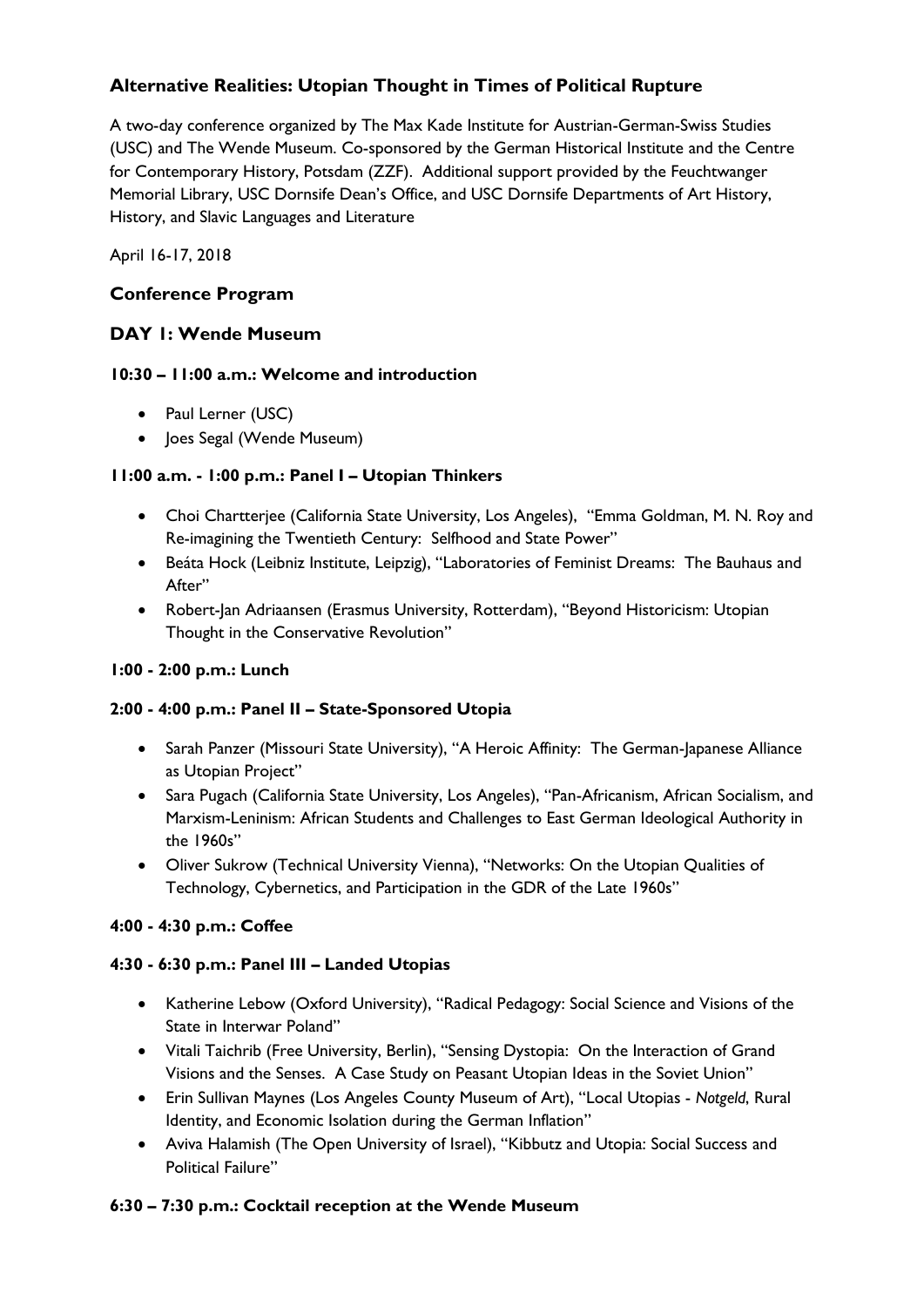# Alternative Realities: Utopian Thought in Times of Political Rupture

A two-day conference organized by The Max Kade Institute for Austrian-German-Swiss Studies (USC) and The Wende Museum. Co-sponsored by the German Historical Institute and the Centre for Contemporary History, Potsdam (ZZF). Additional support provided by the Feuchtwanger Memorial Library, USC Dornsife Dean's Office, and USC Dornsife Departments of Art History, History, and Slavic Languages and Literature

April 16-17, 2018

## Conference Program

## DAY 1: Wende Museum

### 10:30 – 11:00 a.m.: Welcome and introduction

- Paul Lerner (USC)
- Joes Segal (Wende Museum)

### 11:00 a.m. - 1:00 p.m.: Panel I – Utopian Thinkers

- Choi Chartterjee (California State University, Los Angeles), "Emma Goldman, M. N. Roy and Re-imagining the Twentieth Century: Selfhood and State Power"
- Beáta Hock (Leibniz Institute, Leipzig), "Laboratories of Feminist Dreams: The Bauhaus and After"
- Robert-Jan Adriaansen (Erasmus University, Rotterdam), "Beyond Historicism: Utopian Thought in the Conservative Revolution"

### 1:00 - 2:00 p.m.: Lunch

### 2:00 - 4:00 p.m.: Panel II – State-Sponsored Utopia

- Sarah Panzer (Missouri State University), "A Heroic Affinity: The German-Japanese Alliance as Utopian Project"
- Sara Pugach (California State University, Los Angeles), "Pan-Africanism, African Socialism, and Marxism-Leninism: African Students and Challenges to East German Ideological Authority in the 1960s"
- Oliver Sukrow (Technical University Vienna), "Networks: On the Utopian Qualities of Technology, Cybernetics, and Participation in the GDR of the Late 1960s"

### 4:00 - 4:30 p.m.: Coffee

### 4:30 - 6:30 p.m.: Panel III – Landed Utopias

- Katherine Lebow (Oxford University), "Radical Pedagogy: Social Science and Visions of the State in Interwar Poland"
- Vitali Taichrib (Free University, Berlin), "Sensing Dystopia: On the Interaction of Grand Visions and the Senses. A Case Study on Peasant Utopian Ideas in the Soviet Union"
- Erin Sullivan Maynes (Los Angeles County Museum of Art), "Local Utopias - *Notgeld*, Rural Identity, and Economic Isolation during the German Inflation"
- Aviva Halamish (The Open University of Israel), "Kibbutz and Utopia: Social Success and Political Failure"

### 6:30 – 7:30 p.m.: Cocktail reception at the Wende Museum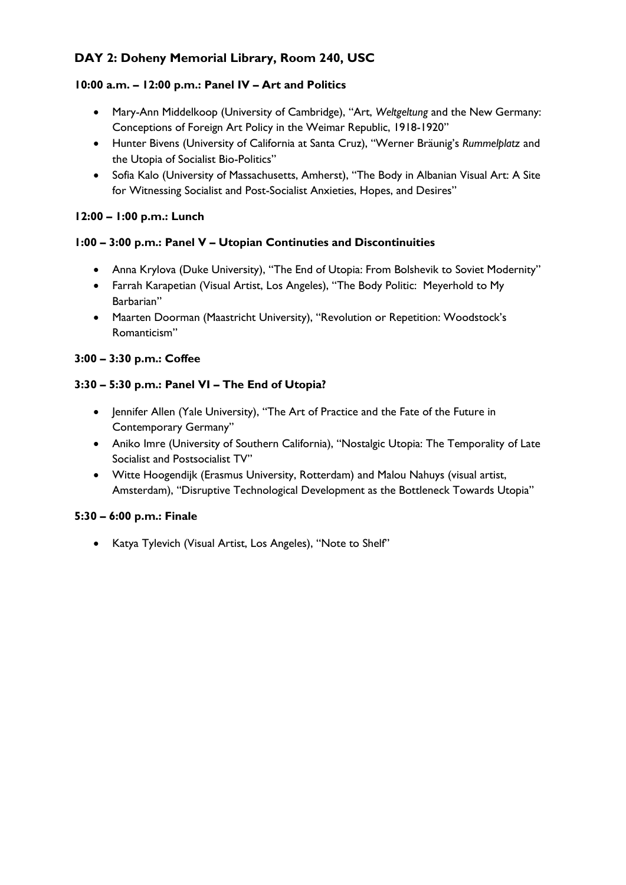## DAY 2: Doheny Memorial Library, Room 240, USC

### 10:00 a.m. – 12:00 p.m.: Panel IV – Art and Politics

- Mary-Ann Middelkoop (University of Cambridge), "Art, *Weltgeltung* and the New Germany: Conceptions of Foreign Art Policy in the Weimar Republic, 1918-1920"
- Hunter Bivens (University of California at Santa Cruz), "Werner Bräunig's *Rummelplatz* and the Utopia of Socialist Bio-Politics"
- Sofia Kalo (University of Massachusetts, Amherst), "The Body in Albanian Visual Art: A Site for Witnessing Socialist and Post-Socialist Anxieties, Hopes, and Desires"

### 12:00 – 1:00 p.m.: Lunch

### 1:00 – 3:00 p.m.: Panel V – Utopian Continuties and Discontinuities

- Anna Krylova (Duke University), "The End of Utopia: From Bolshevik to Soviet Modernity"
- Farrah Karapetian (Visual Artist, Los Angeles), "The Body Politic: Meyerhold to My Barbarian"
- Maarten Doorman (Maastricht University), "Revolution or Repetition: Woodstock's Romanticism"

### 3:00 – 3:30 p.m.: Coffee

### 3:30 – 5:30 p.m.: Panel VI – The End of Utopia?

- Jennifer Allen (Yale University), "The Art of Practice and the Fate of the Future in Contemporary Germany"
- Aniko Imre (University of Southern California), "Nostalgic Utopia: The Temporality of Late Socialist and Postsocialist TV"
- Witte Hoogendijk (Erasmus University, Rotterdam) and Malou Nahuys (visual artist, Amsterdam), "Disruptive Technological Development as the Bottleneck Towards Utopia"

### 5:30 – 6:00 p.m.: Finale

- Katya Tylevich (Visual Artist, Los Angeles), "Note to Shelf"